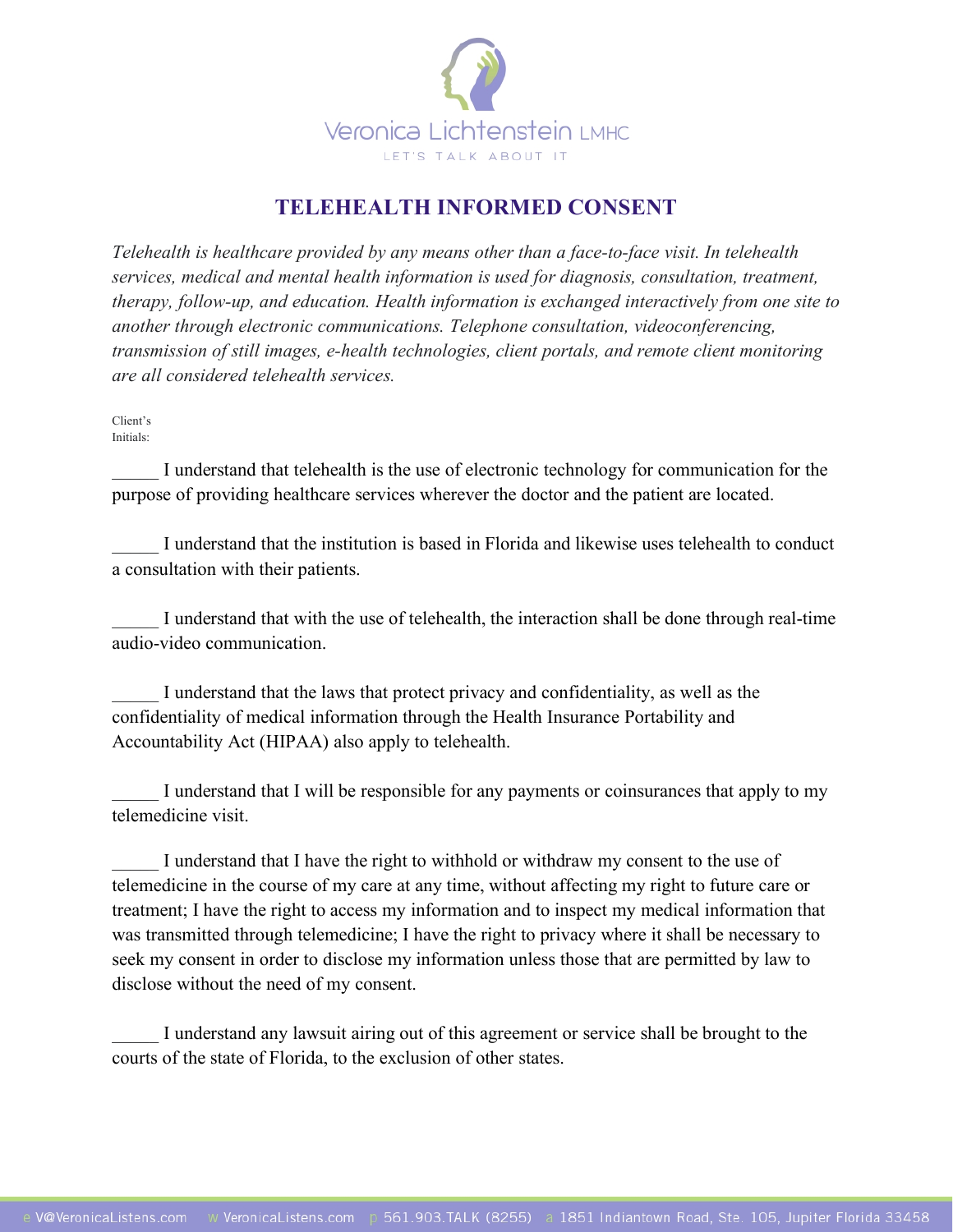Veronica Lichtenstein LMHC

LET'S TALK ABOUT IT

# TELEHEALTH INFORMED CONSENT

*Telehealth is healthcare provided by any means other than a face-to-face visit. In telehealth services, medical and mental health information is used for diagnosis, consultation, treatment, therapy, follow-up, and education. Health information is exchanged interactively from one site to another through electronic communications. Telephone consultation, videoconferencing, transmission of still images, e-health technologies, client portals, and remote client monitoring are all considered telehealth services.*

Client's Initials:

_____ I understand that telehealth is the use of electronic technology for communication for the purpose of providing healthcare services wherever the doctor and the patient are located.

_____ I understand that the institution is based in Florida and likewise uses telehealth to conduct a consultation with their patients.

_____ I understand that with the use of telehealth, the interaction shall be done through real-time audio-video communication.

_____ I understand that the laws that protect privacy and confidentiality, as well as the confidentiality of medical information through the Health Insurance Portability and Accountability Act (HIPAA) also apply to telehealth.

_____ I understand that I will be responsible for any payments or coinsurances that apply to my telemedicine visit.

_____ I understand that I have the right to withhold or withdraw my consent to the use of telemedicine in the course of my care at any time, without affecting my right to future care or treatment; I have the right to access my information and to inspect my medical information that was transmitted through telemedicine; I have the right to privacy where it shall be necessary to seek my consent in order to disclose my information unless those that are permitted by law to disclose without the need of my consent.

_____ I understand any lawsuit airing out of this agreement or service shall be brought to the courts of the state of Florida, to the exclusion of other states.

e V@VeronicaListens.com w VeronicaListens.com p 561.903.TALK (8255) a 1851 Indiantown Road, Ste. 105, Jupiter Florida 33458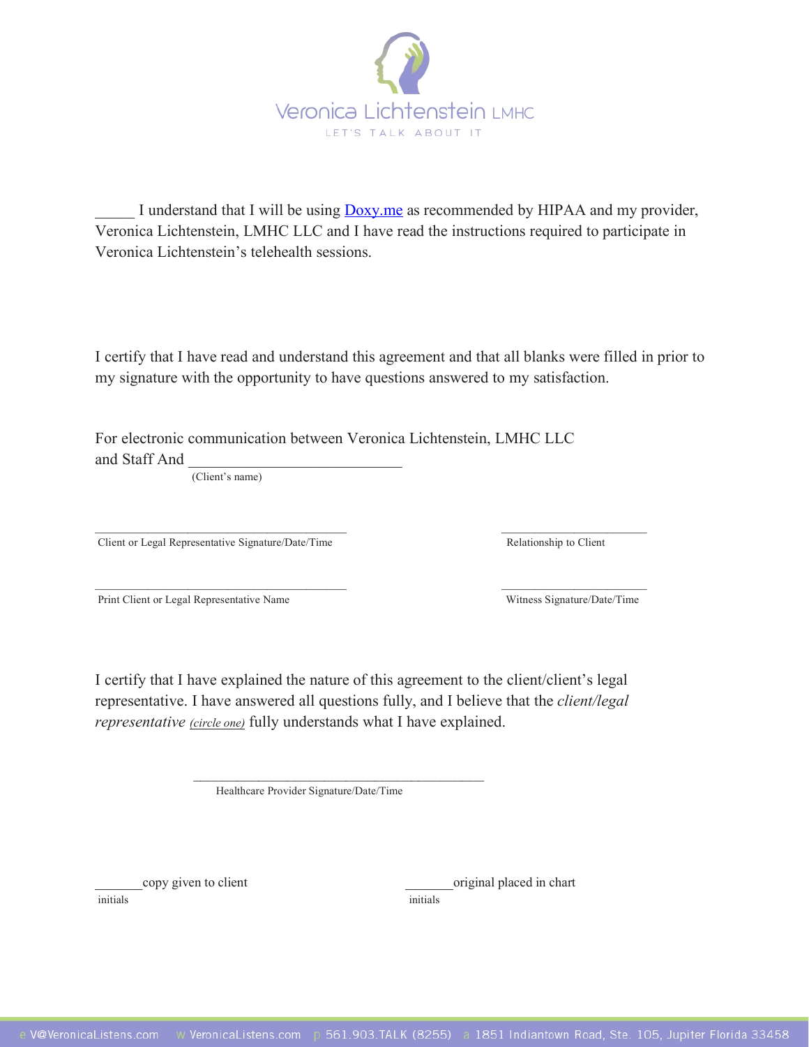Veronica Lichtenstein LMHC

LET'S TALK ABOUT IT

_____ I understand that I will be using [Doxy.me](https://doxy.me) as recommended by HIPAA and my provider, Veronica Lichtenstein, LMHC LLC and I have read the instructions required to participate in Veronica Lichtenstein's telehealth sessions.

I certify that I have read and understand this agreement and that all blanks were filled in prior to my signature with the opportunity to have questions answered to my satisfaction.

For electronic communication between Veronica Lichtenstein, LMHC LLC
and Staff And ___________________________
(Client's name)

_________________________________________
Client or Legal Representative Signature/Date/Time

________________________
Relationship to Client

_________________________________________
Print Client or Legal Representative Name

________________________
Witness Signature/Date/Time

I certify that I have explained the nature of this agreement to the client/client's legal representative. I have answered all questions fully, and I believe that the *client/legal representative* *(circle one)* fully understands what I have explained.

_______________________________________________
Healthcare Provider Signature/Date/Time

_______copy given to client
initials

_______original placed in chart
initials

e V@VeronicaListens.com w VeronicaListens.com p 561.903.TALK (8255) a 1851 Indiantown Road, Ste. 105, Jupiter Florida 33458